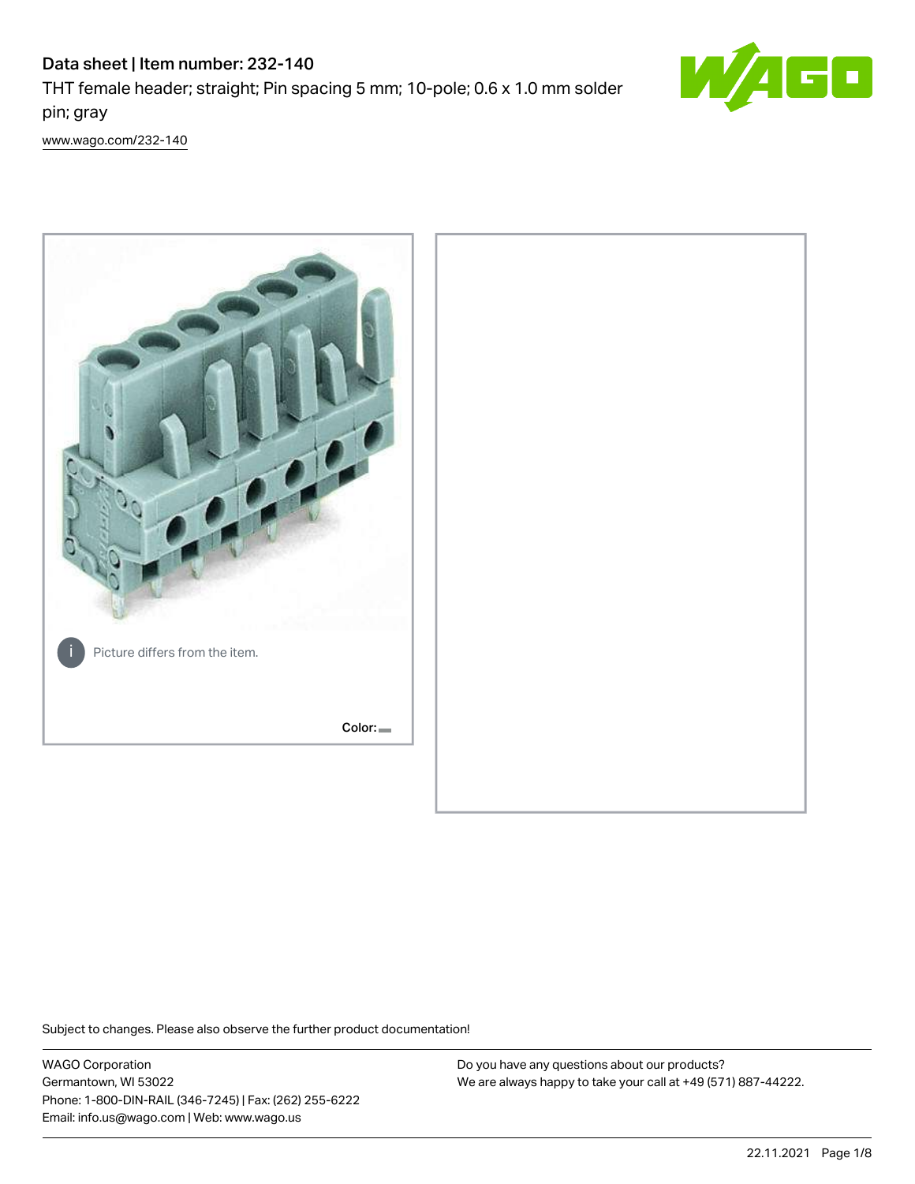# Data sheet | Item number: 232-140

THT female header; straight; Pin spacing 5 mm; 10-pole; 0.6 x 1.0 mm solder pin; gray

www.wago.com/232-140

Picture differs from the item.

Color:

Subject to changes. Please also observe the further product documentation!

WAGO Corporation
Germantown, WI 53022
Phone: 1-800-DIN-RAIL (346-7245) | Fax: (262) 255-6222
Email: info.us@wago.com | Web: www.wago.us

Do you have any questions about our products?
We are always happy to take your call at +49 (571) 887-44222.

22.11.2021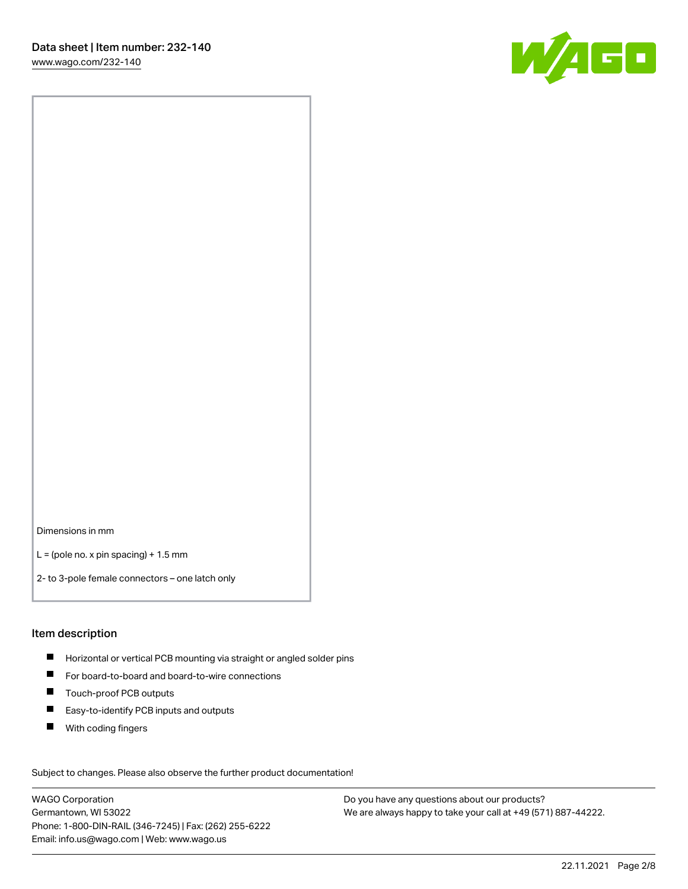Dimensions in mm

L = (pole no. x pin spacing) + 1.5 mm

2- to 3-pole female connectors – one latch only

## Item description

- Horizontal or vertical PCB mounting via straight or angled solder pins
- For board-to-board and board-to-wire connections
- Touch-proof PCB outputs
- Easy-to-identify PCB inputs and outputs
- With coding fingers

Subject to changes. Please also observe the further product documentation!

WAGO Corporation
Germantown, WI 53022
Phone: 1-800-DIN-RAIL (346-7245) | Fax: (262) 255-6222
Email: info.us@wago.com | Web: www.wago.us

Do you have any questions about our products?
We are always happy to take your call at +49 (571) 887-44222.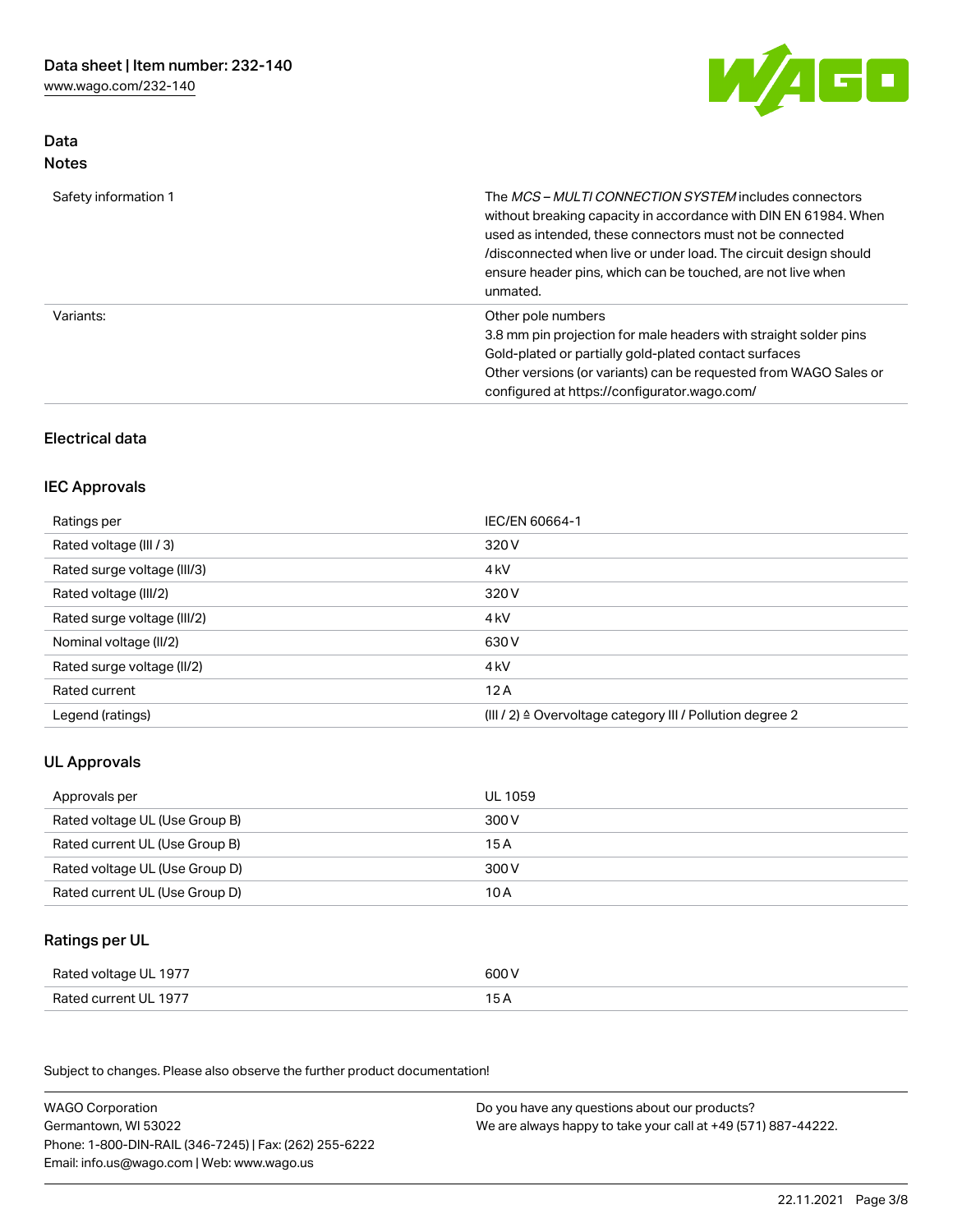## Data
### Notes

| | |
|---|---|
| Safety information 1 | The *MCS – MULTI CONNECTION SYSTEM* includes connectors without breaking capacity in accordance with DIN EN 61984. When used as intended, these connectors must not be connected /disconnected when live or under load. The circuit design should ensure header pins, which can be touched, are not live when unmated. |
| Variants: | Other pole numbers<br>3.8 mm pin projection for male headers with straight solder pins<br>Gold-plated or partially gold-plated contact surfaces<br>Other versions (or variants) can be requested from WAGO Sales or configured at https://configurator.wago.com/ |

## Electrical data

### IEC Approvals

| | |
|---|---|
| Ratings per | IEC/EN 60664-1 |
| Rated voltage (III / 3) | 320 V |
| Rated surge voltage (III/3) | 4 kV |
| Rated voltage (III/2) | 320 V |
| Rated surge voltage (III/2) | 4 kV |
| Nominal voltage (II/2) | 630 V |
| Rated surge voltage (II/2) | 4 kV |
| Rated current | 12 A |
| Legend (ratings) | (III / 2) ≙ Overvoltage category III / Pollution degree 2 |

### UL Approvals

| | |
|---|---|
| Approvals per | UL 1059 |
| Rated voltage UL (Use Group B) | 300 V |
| Rated current UL (Use Group B) | 15 A |
| Rated voltage UL (Use Group D) | 300 V |
| Rated current UL (Use Group D) | 10 A |

### Ratings per UL

| | |
|---|---|
| Rated voltage UL 1977 | 600 V |
| Rated current UL 1977 | 15 A |

Subject to changes. Please also observe the further product documentation!

WAGO Corporation
Germantown, WI 53022
Phone: 1-800-DIN-RAIL (346-7245) | Fax: (262) 255-6222
Email: info.us@wago.com | Web: www.wago.us

Do you have any questions about our products?
We are always happy to take your call at +49 (571) 887-44222.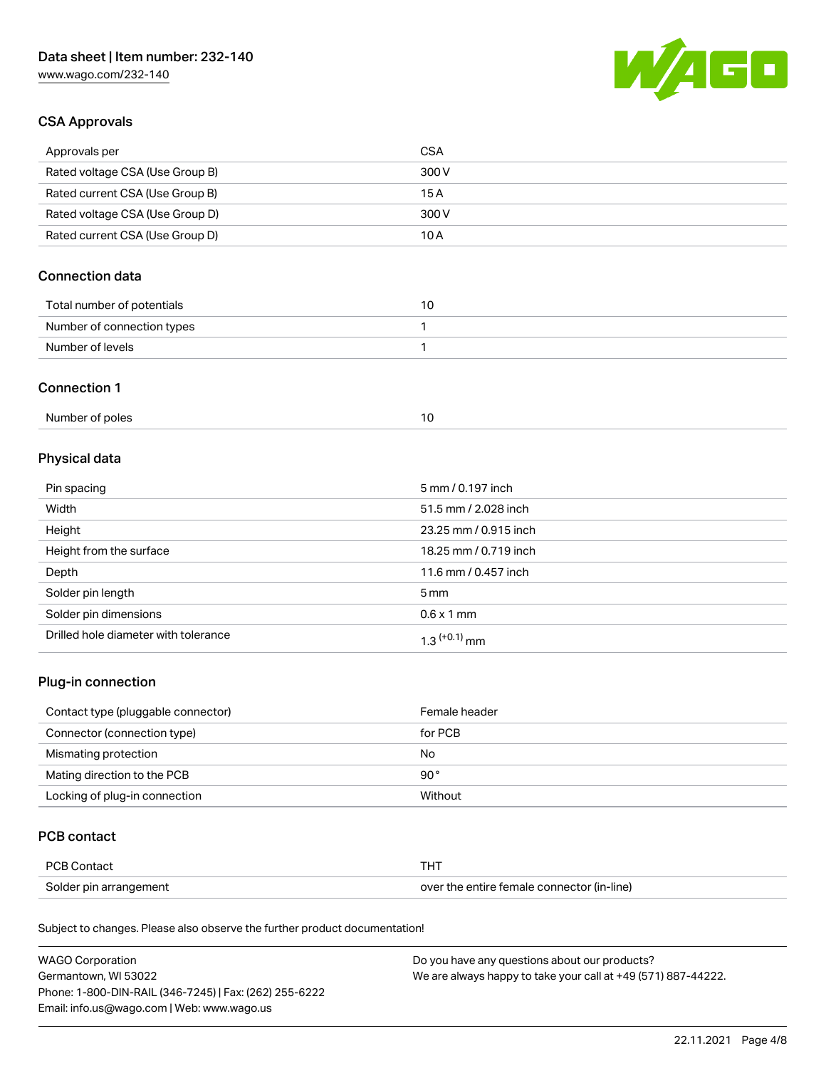## CSA Approvals

| | |
|---|---|
| Approvals per | CSA |
| Rated voltage CSA (Use Group B) | 300 V |
| Rated current CSA (Use Group B) | 15 A |
| Rated voltage CSA (Use Group D) | 300 V |
| Rated current CSA (Use Group D) | 10 A |

## Connection data

| | |
|---|---|
| Total number of potentials | 10 |
| Number of connection types | 1 |
| Number of levels | 1 |

## Connection 1

| | |
|---|---|
| Number of poles | 10 |

## Physical data

| | |
|---|---|
| Pin spacing | 5 mm / 0.197 inch |
| Width | 51.5 mm / 2.028 inch |
| Height | 23.25 mm / 0.915 inch |
| Height from the surface | 18.25 mm / 0.719 inch |
| Depth | 11.6 mm / 0.457 inch |
| Solder pin length | 5 mm |
| Solder pin dimensions | 0.6 x 1 mm |
| Drilled hole diameter with tolerance | $1.3^{(+0.1)}$ mm |

## Plug-in connection

| | |
|---|---|
| Contact type (pluggable connector) | Female header |
| Connector (connection type) | for PCB |
| Mismating protection | No |
| Mating direction to the PCB | 90 ° |
| Locking of plug-in connection | Without |

## PCB contact

| | |
|---|---|
| PCB Contact | THT |
| Solder pin arrangement | over the entire female connector (in-line) |

Subject to changes. Please also observe the further product documentation!

WAGO Corporation
Germantown, WI 53022
Phone: 1-800-DIN-RAIL (346-7245) | Fax: (262) 255-6222
Email: info.us@wago.com | Web: www.wago.us

Do you have any questions about our products?
We are always happy to take your call at +49 (571) 887-44222.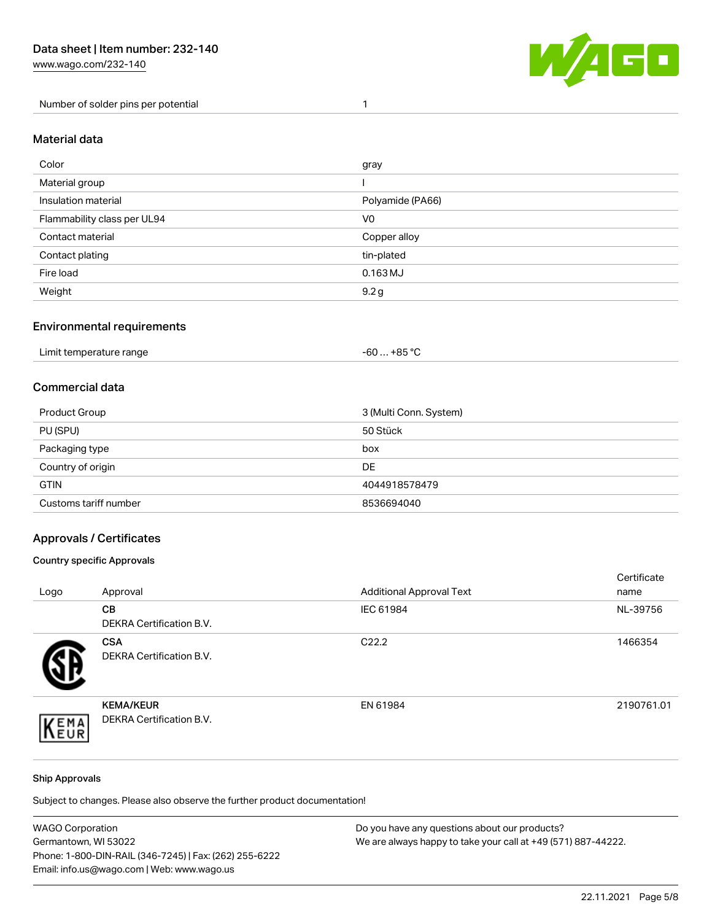| Number of solder pins per potential | 1 |
| --- | --- |

## Material data

| Color | gray |
| --- | --- |
| Material group | I |
| Insulation material | Polyamide (PA66) |
| Flammability class per UL94 | V0 |
| Contact material | Copper alloy |
| Contact plating | tin-plated |
| Fire load | 0.163 MJ |
| Weight | 9.2 g |

## Environmental requirements

| Limit temperature range | -60 … +85 °C |
| --- | --- |

## Commercial data

| Product Group | 3 (Multi Conn. System) |
| --- | --- |
| PU (SPU) | 50 Stück |
| Packaging type | box |
| Country of origin | DE |
| GTIN | 4044918578479 |
| Customs tariff number | 8536694040 |

## Approvals / Certificates

### Country specific Approvals

| Logo | Approval | Additional Approval Text | Certificate name |
| --- | --- | --- | --- |
| | **CB** DEKRA Certification B.V. | IEC 61984 | NL-39756 |
| | **CSA** DEKRA Certification B.V. | C22.2 | 1466354 |
| | **KEMA/KEUR** DEKRA Certification B.V. | EN 61984 | 2190761.01 |

### Ship Approvals

Subject to changes. Please also observe the further product documentation!

WAGO Corporation
Germantown, WI 53022
Phone: 1-800-DIN-RAIL (346-7245) | Fax: (262) 255-6222
Email: info.us@wago.com | Web: www.wago.us

Do you have any questions about our products?
We are always happy to take your call at +49 (571) 887-44222.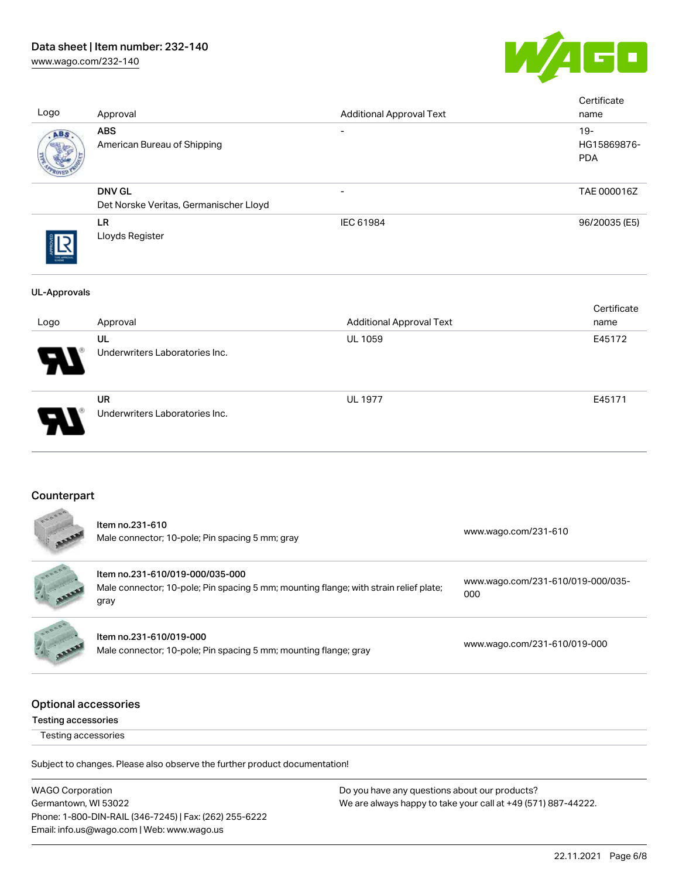| Logo | Approval | Additional Approval Text | Certificate name |
|---|---|---|---|
| | **ABS**<br>American Bureau of Shipping | - | 19-HG15869876-PDA |
| | **DNV GL**<br>Det Norske Veritas, Germanischer Lloyd | - | TAE 000016Z |
| | **LR**<br>Lloyds Register | IEC 61984 | 96/20035 (E5) |

**UL-Approvals**

| Logo | Approval | Additional Approval Text | Certificate name |
|---|---|---|---|
| | **UL**<br>Underwriters Laboratories Inc. | UL 1059 | E45172 |
| | **UR**<br>Underwriters Laboratories Inc. | UL 1977 | E45171 |

## Counterpart

| Item | Link |
|---|---|
| **Item no.231-610**<br>Male connector; 10-pole; Pin spacing 5 mm; gray | www.wago.com/231-610 |
| **Item no.231-610/019-000/035-000**<br>Male connector; 10-pole; Pin spacing 5 mm; mounting flange; with strain relief plate; gray | www.wago.com/231-610/019-000/035-000 |
| **Item no.231-610/019-000**<br>Male connector; 10-pole; Pin spacing 5 mm; mounting flange; gray | www.wago.com/231-610/019-000 |

## Optional accessories

### Testing accessories

Testing accessories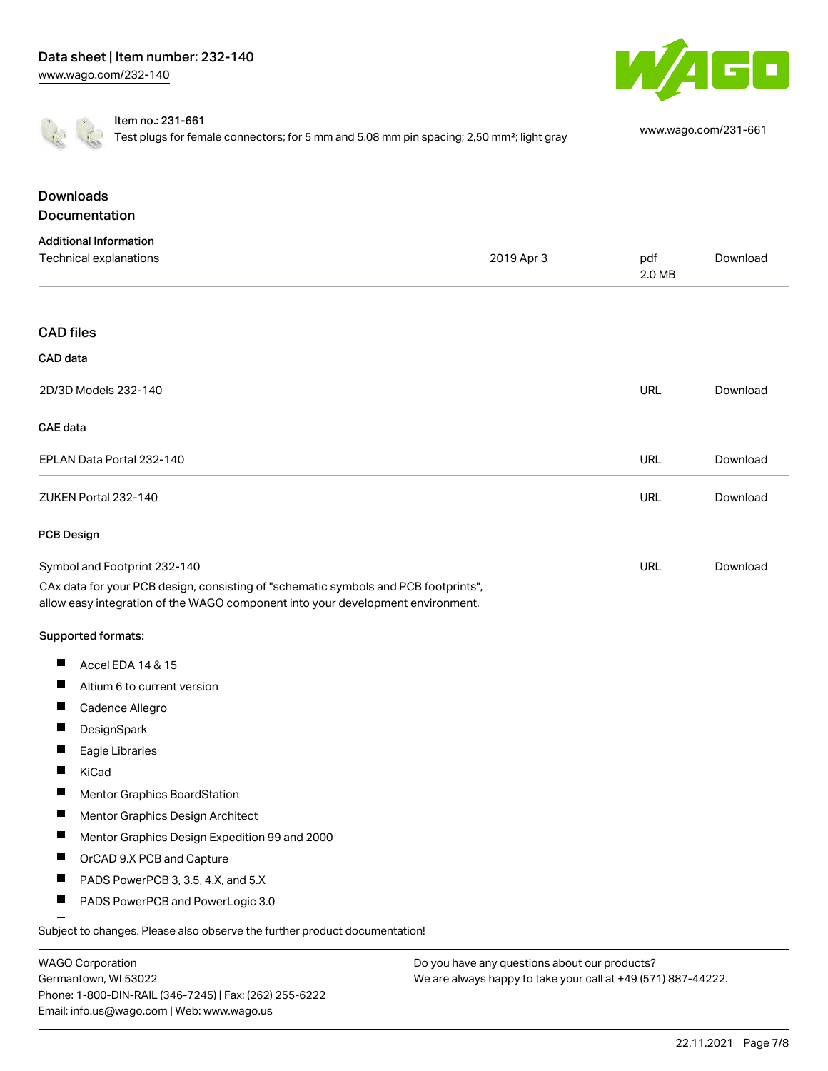Item no.: 231-661

Test plugs for female connectors; for 5 mm and 5.08 mm pin spacing; 2,50 mm²; light gray

www.wago.com/231-661

## Downloads

## Documentation

### Additional Information

| Technical explanations | 2019 Apr 3 | pdf 2.0 MB | Download |
| --- | --- | --- | --- |

## CAD files

### CAD data

| 2D/3D Models 232-140 | URL | Download |
| --- | --- | --- |

### CAE data

| EPLAN Data Portal 232-140 | URL | Download |
| --- | --- | --- |
| ZUKEN Portal 232-140 | URL | Download |

### PCB Design

| Symbol and Footprint 232-140 | URL | Download |
| --- | --- | --- |

CAx data for your PCB design, consisting of "schematic symbols and PCB footprints", allow easy integration of the WAGO component into your development environment.

**Supported formats:**

- Accel EDA 14 & 15
- Altium 6 to current version
- Cadence Allegro
- DesignSpark
- Eagle Libraries
- KiCad
- Mentor Graphics BoardStation
- Mentor Graphics Design Architect
- Mentor Graphics Design Expedition 99 and 2000
- OrCAD 9.X PCB and Capture
- PADS PowerPCB 3, 3.5, 4.X, and 5.X
- PADS PowerPCB and PowerLogic 3.0

Subject to changes. Please also observe the further product documentation!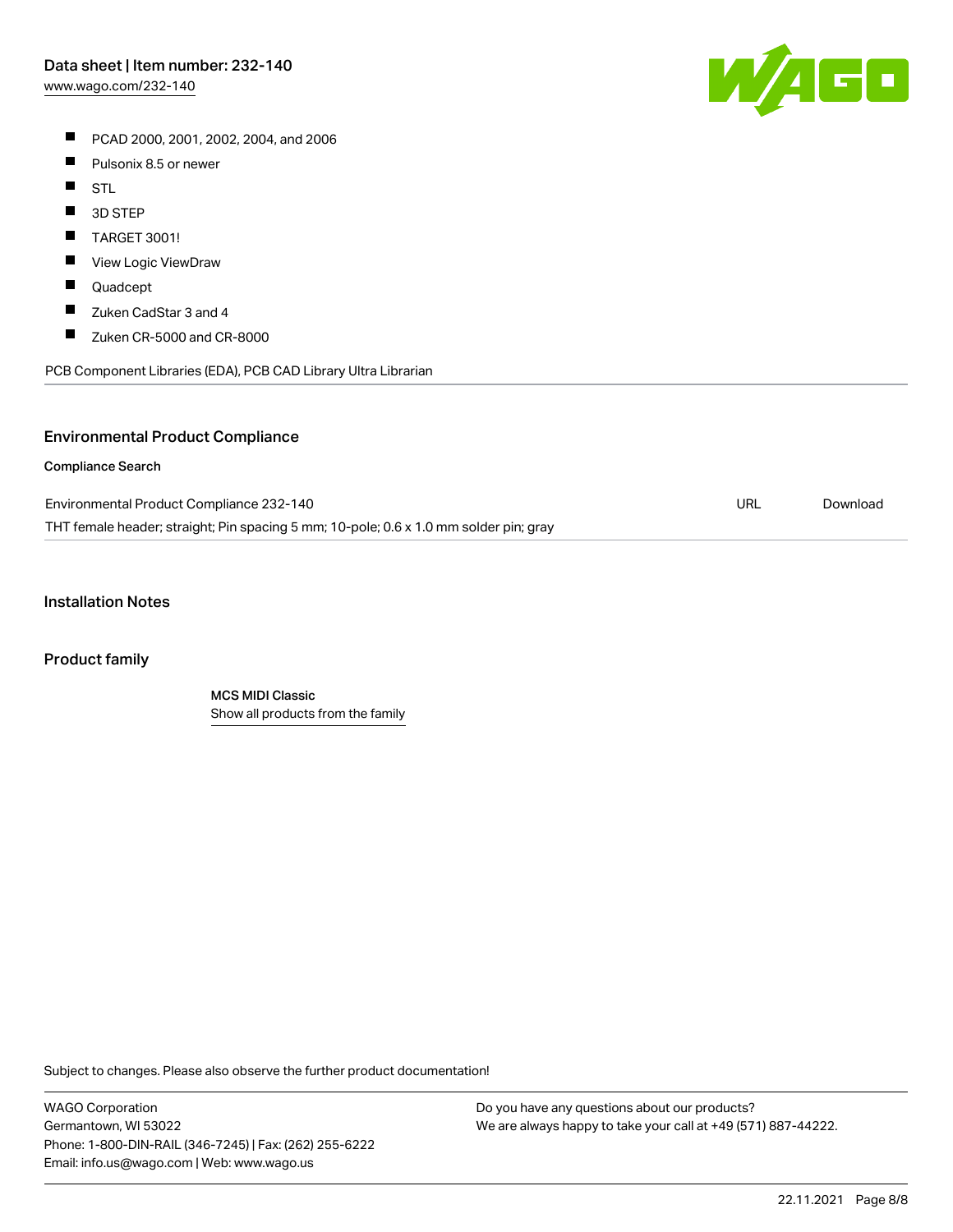- PCAD 2000, 2001, 2002, 2004, and 2006
- Pulsonix 8.5 or newer
- STL
- 3D STEP
- TARGET 3001!
- View Logic ViewDraw
- Quadcept
- Zuken CadStar 3 and 4
- Zuken CR-5000 and CR-8000

PCB Component Libraries (EDA), PCB CAD Library Ultra Librarian

## Environmental Product Compliance

**Compliance Search**

| | | |
|---|---|---|
| Environmental Product Compliance 232-140<br>THT female header; straight; Pin spacing 5 mm; 10-pole; 0.6 x 1.0 mm solder pin; gray | URL | Download |

## Installation Notes

## Product family

MCS MIDI Classic
Show all products from the family

Subject to changes. Please also observe the further product documentation!

WAGO Corporation
Germantown, WI 53022
Phone: 1-800-DIN-RAIL (346-7245) | Fax: (262) 255-6222
Email: info.us@wago.com | Web: www.wago.us

Do you have any questions about our products?
We are always happy to take your call at +49 (571) 887-44222.